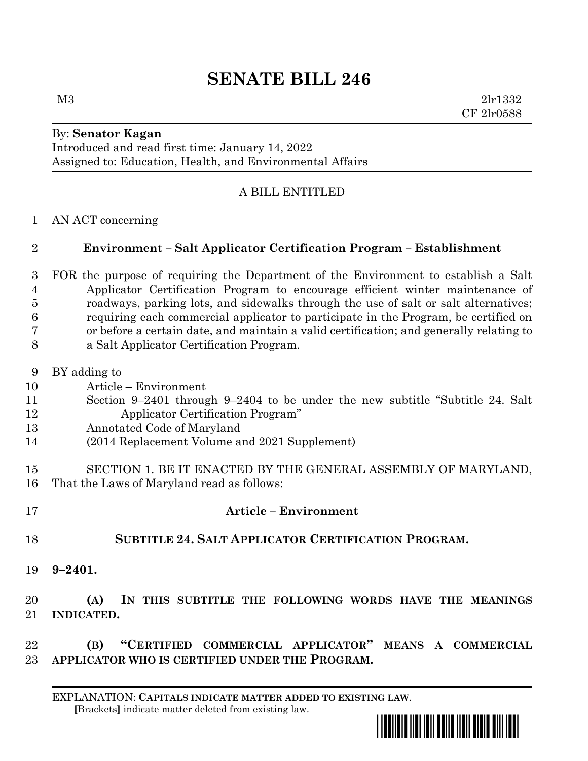# SENATE BILL 246

M3 2lr1332
CF 2lr0588

By: **Senator Kagan**
Introduced and read first time: January 14, 2022
Assigned to: Education, Health, and Environmental Affairs

A BILL ENTITLED

AN ACT concerning

**Environment – Salt Applicator Certification Program – Establishment**

FOR the purpose of requiring the Department of the Environment to establish a Salt Applicator Certification Program to encourage efficient winter maintenance of roadways, parking lots, and sidewalks through the use of salt or salt alternatives; requiring each commercial applicator to participate in the Program, be certified on or before a certain date, and maintain a valid certification; and generally relating to a Salt Applicator Certification Program.

BY adding to
Article – Environment
Section 9–2401 through 9–2404 to be under the new subtitle "Subtitle 24. Salt Applicator Certification Program"
Annotated Code of Maryland
(2014 Replacement Volume and 2021 Supplement)

SECTION 1. BE IT ENACTED BY THE GENERAL ASSEMBLY OF MARYLAND, That the Laws of Maryland read as follows:

**Article – Environment**

**SUBTITLE 24. SALT APPLICATOR CERTIFICATION PROGRAM.**

**9–2401.**

**(A) IN THIS SUBTITLE THE FOLLOWING WORDS HAVE THE MEANINGS INDICATED.**

**(B) "CERTIFIED COMMERCIAL APPLICATOR" MEANS A COMMERCIAL APPLICATOR WHO IS CERTIFIED UNDER THE PROGRAM.**

EXPLANATION: **CAPITALS INDICATE MATTER ADDED TO EXISTING LAW**.
[Brackets] indicate matter deleted from existing law.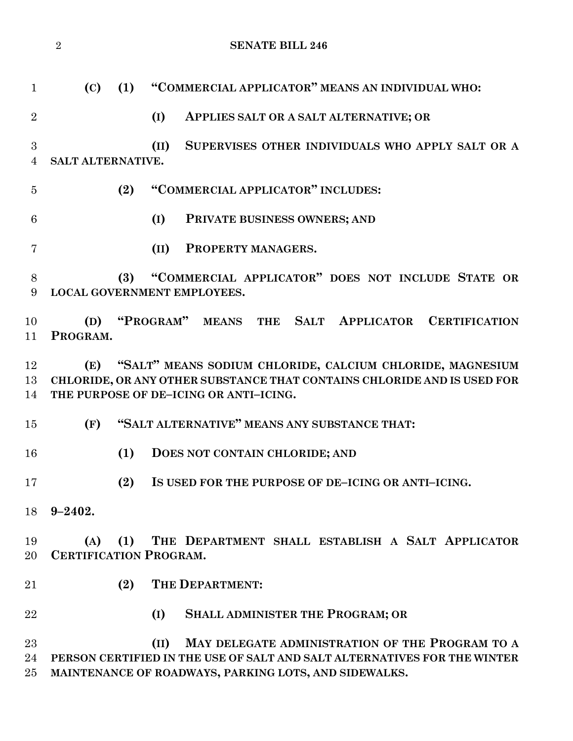**(C) (1) "COMMERCIAL APPLICATOR" MEANS AN INDIVIDUAL WHO:**

**(I) APPLIES SALT OR A SALT ALTERNATIVE; OR**

**(II) SUPERVISES OTHER INDIVIDUALS WHO APPLY SALT OR A SALT ALTERNATIVE.**

**(2) "COMMERCIAL APPLICATOR" INCLUDES:**

**(I) PRIVATE BUSINESS OWNERS; AND**

**(II) PROPERTY MANAGERS.**

**(3) "COMMERCIAL APPLICATOR" DOES NOT INCLUDE STATE OR LOCAL GOVERNMENT EMPLOYEES.**

**(D) "PROGRAM" MEANS THE SALT APPLICATOR CERTIFICATION PROGRAM.**

**(E) "SALT" MEANS SODIUM CHLORIDE, CALCIUM CHLORIDE, MAGNESIUM CHLORIDE, OR ANY OTHER SUBSTANCE THAT CONTAINS CHLORIDE AND IS USED FOR THE PURPOSE OF DE–ICING OR ANTI–ICING.**

**(F) "SALT ALTERNATIVE" MEANS ANY SUBSTANCE THAT:**

**(1) DOES NOT CONTAIN CHLORIDE; AND**

**(2) IS USED FOR THE PURPOSE OF DE–ICING OR ANTI–ICING.**

**9–2402.**

**(A) (1) THE DEPARTMENT SHALL ESTABLISH A SALT APPLICATOR CERTIFICATION PROGRAM.**

**(2) THE DEPARTMENT:**

**(I) SHALL ADMINISTER THE PROGRAM; OR**

**(II) MAY DELEGATE ADMINISTRATION OF THE PROGRAM TO A PERSON CERTIFIED IN THE USE OF SALT AND SALT ALTERNATIVES FOR THE WINTER MAINTENANCE OF ROADWAYS, PARKING LOTS, AND SIDEWALKS.**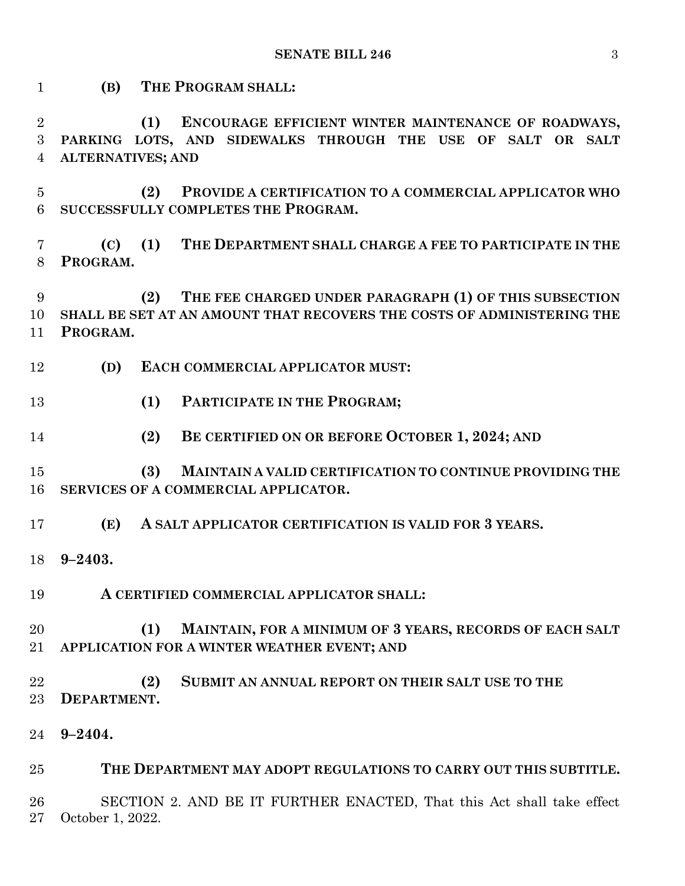**(B) THE PROGRAM SHALL:**

**(1) ENCOURAGE EFFICIENT WINTER MAINTENANCE OF ROADWAYS, PARKING LOTS, AND SIDEWALKS THROUGH THE USE OF SALT OR SALT ALTERNATIVES; AND**

**(2) PROVIDE A CERTIFICATION TO A COMMERCIAL APPLICATOR WHO SUCCESSFULLY COMPLETES THE PROGRAM.**

**(C) (1) THE DEPARTMENT SHALL CHARGE A FEE TO PARTICIPATE IN THE PROGRAM.**

**(2) THE FEE CHARGED UNDER PARAGRAPH (1) OF THIS SUBSECTION SHALL BE SET AT AN AMOUNT THAT RECOVERS THE COSTS OF ADMINISTERING THE PROGRAM.**

**(D) EACH COMMERCIAL APPLICATOR MUST:**

**(1) PARTICIPATE IN THE PROGRAM;**

**(2) BE CERTIFIED ON OR BEFORE OCTOBER 1, 2024; AND**

**(3) MAINTAIN A VALID CERTIFICATION TO CONTINUE PROVIDING THE SERVICES OF A COMMERCIAL APPLICATOR.**

**(E) A SALT APPLICATOR CERTIFICATION IS VALID FOR 3 YEARS.**

**9–2403.**

**A CERTIFIED COMMERCIAL APPLICATOR SHALL:**

**(1) MAINTAIN, FOR A MINIMUM OF 3 YEARS, RECORDS OF EACH SALT APPLICATION FOR A WINTER WEATHER EVENT; AND**

**(2) SUBMIT AN ANNUAL REPORT ON THEIR SALT USE TO THE DEPARTMENT.**

**9–2404.**

**THE DEPARTMENT MAY ADOPT REGULATIONS TO CARRY OUT THIS SUBTITLE.**

SECTION 2. AND BE IT FURTHER ENACTED, That this Act shall take effect October 1, 2022.